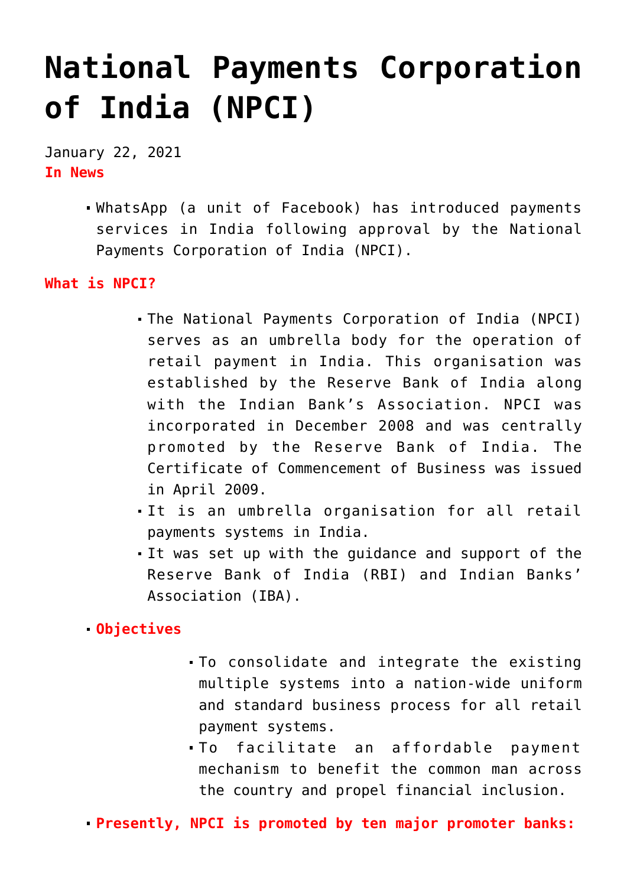# National Payments Corporation of India (NPCI)

January 22, 2021

**In News**

- WhatsApp (a unit of Facebook) has introduced payments services in India following approval by the National Payments Corporation of India (NPCI).

**What is NPCI?**

- The National Payments Corporation of India (NPCI) serves as an umbrella body for the operation of retail payment in India. This organisation was established by the Reserve Bank of India along with the Indian Bank's Association. NPCI was incorporated in December 2008 and was centrally promoted by the Reserve Bank of India. The Certificate of Commencement of Business was issued in April 2009.
- It is an umbrella organisation for all retail payments systems in India.
- It was set up with the guidance and support of the Reserve Bank of India (RBI) and Indian Banks' Association (IBA).

- **Objectives**
  - To consolidate and integrate the existing multiple systems into a nation-wide uniform and standard business process for all retail payment systems.
  - To facilitate an affordable payment mechanism to benefit the common man across the country and propel financial inclusion.
- **Presently, NPCI is promoted by ten major promoter banks:**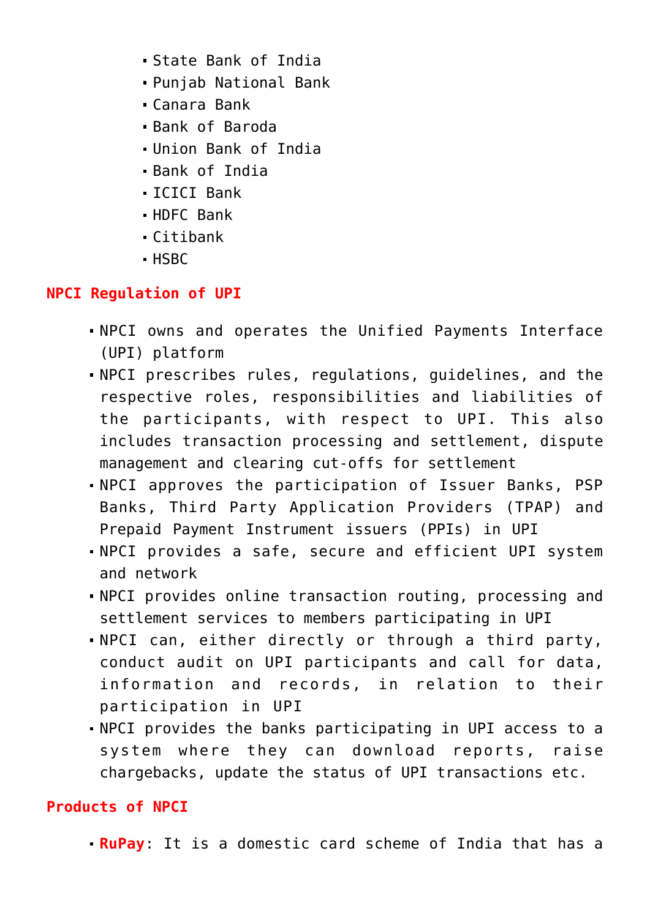- State Bank of India
- Punjab National Bank
- Canara Bank
- Bank of Baroda
- Union Bank of India
- Bank of India
- ICICI Bank
- HDFC Bank
- Citibank
- HSBC

## NPCI Regulation of UPI

- NPCI owns and operates the Unified Payments Interface (UPI) platform
- NPCI prescribes rules, regulations, guidelines, and the respective roles, responsibilities and liabilities of the participants, with respect to UPI. This also includes transaction processing and settlement, dispute management and clearing cut-offs for settlement
- NPCI approves the participation of Issuer Banks, PSP Banks, Third Party Application Providers (TPAP) and Prepaid Payment Instrument issuers (PPIs) in UPI
- NPCI provides a safe, secure and efficient UPI system and network
- NPCI provides online transaction routing, processing and settlement services to members participating in UPI
- NPCI can, either directly or through a third party, conduct audit on UPI participants and call for data, information and records, in relation to their participation in UPI
- NPCI provides the banks participating in UPI access to a system where they can download reports, raise chargebacks, update the status of UPI transactions etc.

## Products of NPCI

- **RuPay**: It is a domestic card scheme of India that has a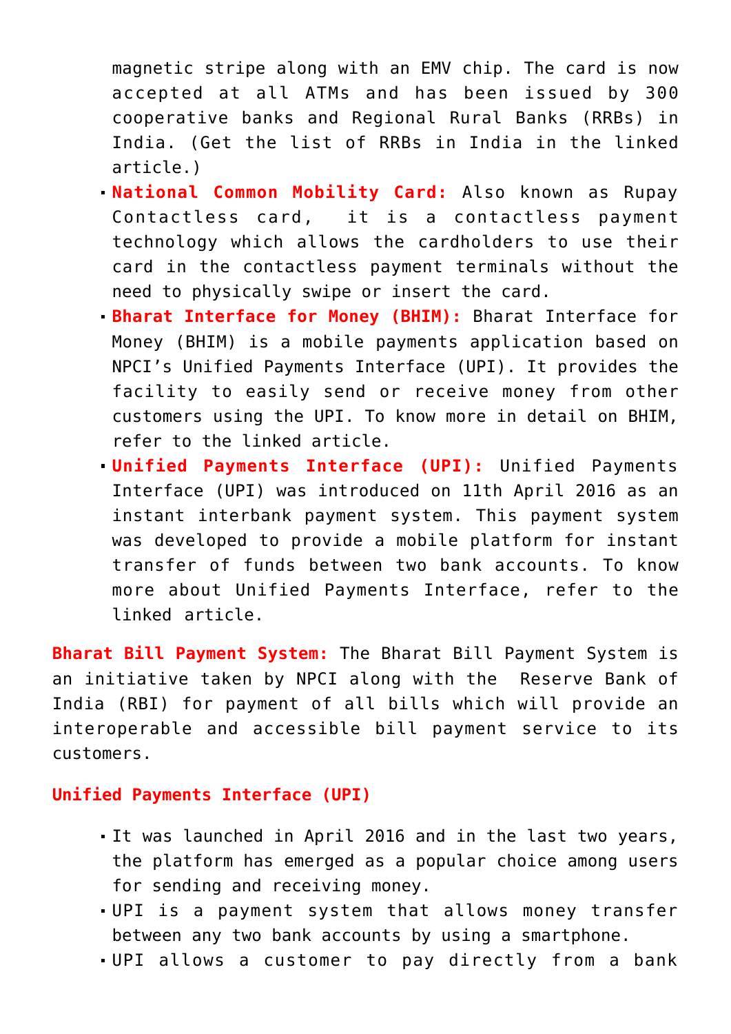magnetic stripe along with an EMV chip. The card is now accepted at all ATMs and has been issued by 300 cooperative banks and Regional Rural Banks (RRBs) in India. (Get the list of RRBs in India in the linked article.)

- **National Common Mobility Card:** Also known as Rupay Contactless card, it is a contactless payment technology which allows the cardholders to use their card in the contactless payment terminals without the need to physically swipe or insert the card.
- **Bharat Interface for Money (BHIM):** Bharat Interface for Money (BHIM) is a mobile payments application based on NPCI's Unified Payments Interface (UPI). It provides the facility to easily send or receive money from other customers using the UPI. To know more in detail on BHIM, refer to the linked article.
- **Unified Payments Interface (UPI):** Unified Payments Interface (UPI) was introduced on 11th April 2016 as an instant interbank payment system. This payment system was developed to provide a mobile platform for instant transfer of funds between two bank accounts. To know more about Unified Payments Interface, refer to the linked article.

**Bharat Bill Payment System:** The Bharat Bill Payment System is an initiative taken by NPCI along with the Reserve Bank of India (RBI) for payment of all bills which will provide an interoperable and accessible bill payment service to its customers.

**Unified Payments Interface (UPI)**

- It was launched in April 2016 and in the last two years, the platform has emerged as a popular choice among users for sending and receiving money.
- UPI is a payment system that allows money transfer between any two bank accounts by using a smartphone.
- UPI allows a customer to pay directly from a bank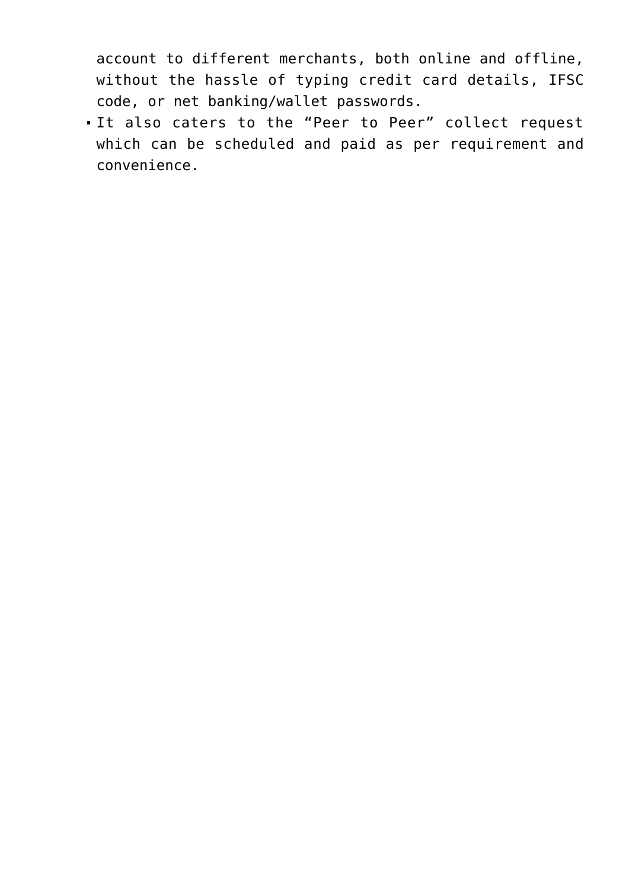account to different merchants, both online and offline, without the hassle of typing credit card details, IFSC code, or net banking/wallet passwords.

- It also caters to the “Peer to Peer” collect request which can be scheduled and paid as per requirement and convenience.